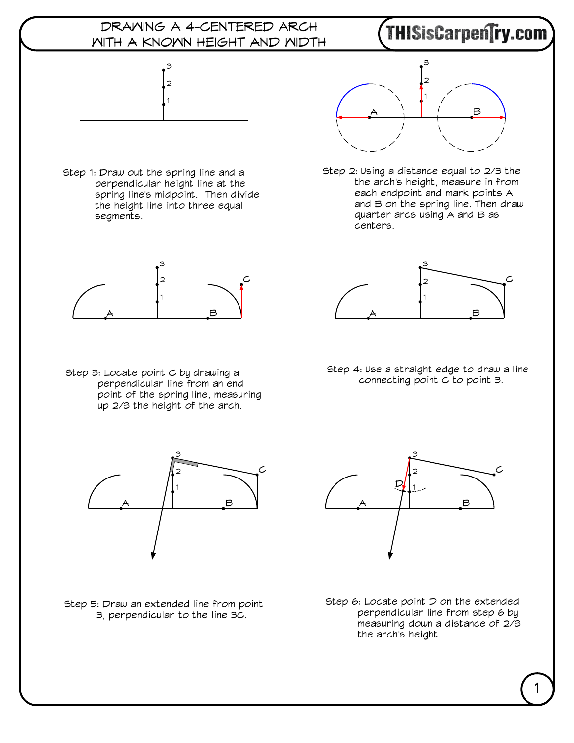# Drawing a 4-Centered Arch with a Known Height and Width

THISisCarpentry.com

Step 1: Draw out the spring line and a perpendicular height line at the spring line's midpoint. Then divide the height line into three equal segments.

Step 2: Using a distance equal to 2/3 the the arch's height, measure in from each endpoint and mark points A and B on the spring line. Then draw quarter arcs using A and B as centers.

Step 3: Locate point C by drawing a perpendicular line from an end point of the spring line, measuring up 2/3 the height of the arch.

Step 4: Use a straight edge to draw a line connecting point C to point 3.

Step 5: Draw an extended line from point 3, perpendicular to the line 3C.

Step 6: Locate point D on the extended perpendicular line from step 6 by measuring down a distance of 2/3 the arch's height.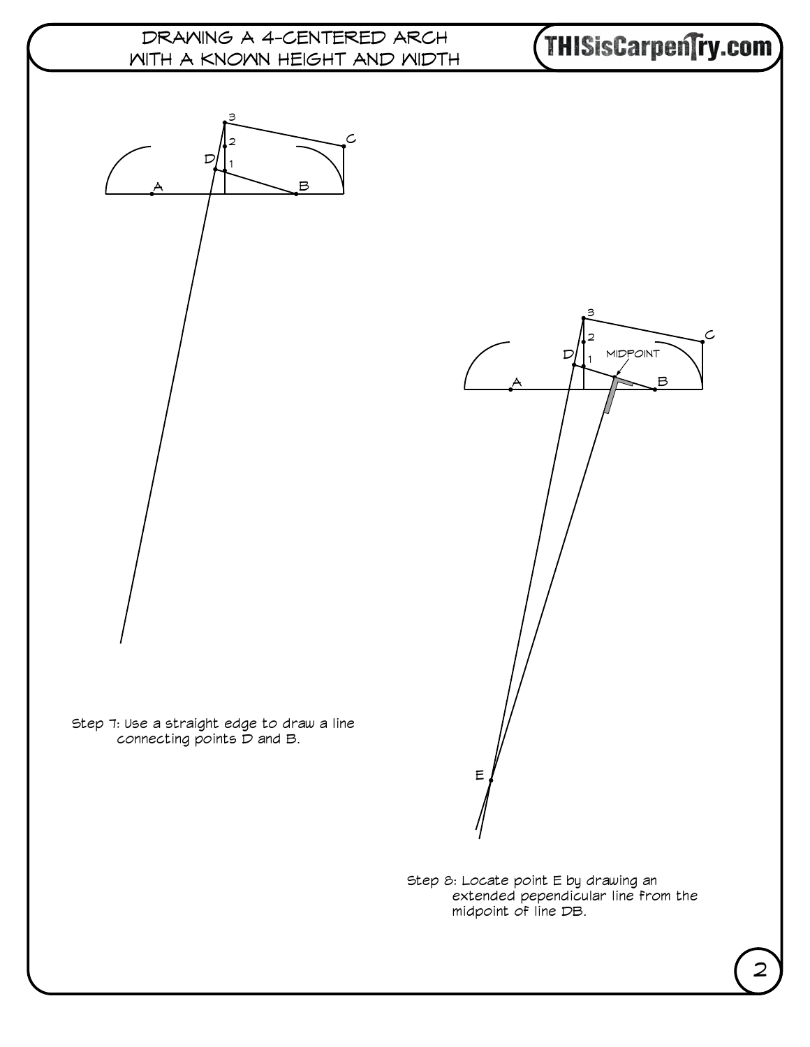# DRAWING A 4-CENTERED ARCH WITH A KNOWN HEIGHT AND WIDTH

Step 7: Use a straight edge to draw a line connecting points D and B.

Step 8: Locate point E by drawing an extended pependicular line from the midpoint of line DB.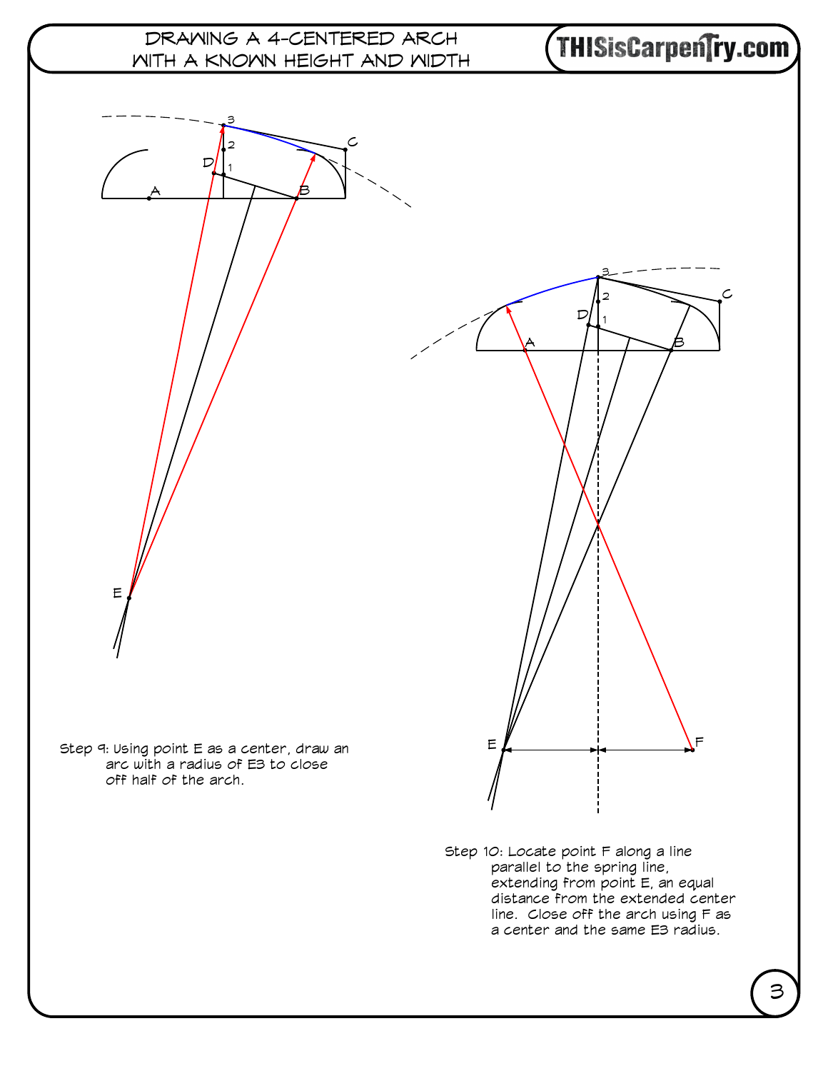# Drawing a 4-Centered Arch with a Known Height and Width

3
2
C
D
1
A
B
E

Step 9: Using point E as a center, draw an arc with a radius of E3 to close off half of the arch.

3
2
C
D
1
A
B
E
F

Step 10: Locate point F along a line parallel to the spring line, extending from point E, an equal distance from the extended center line. Close off the arch using F as a center and the same E3 radius.